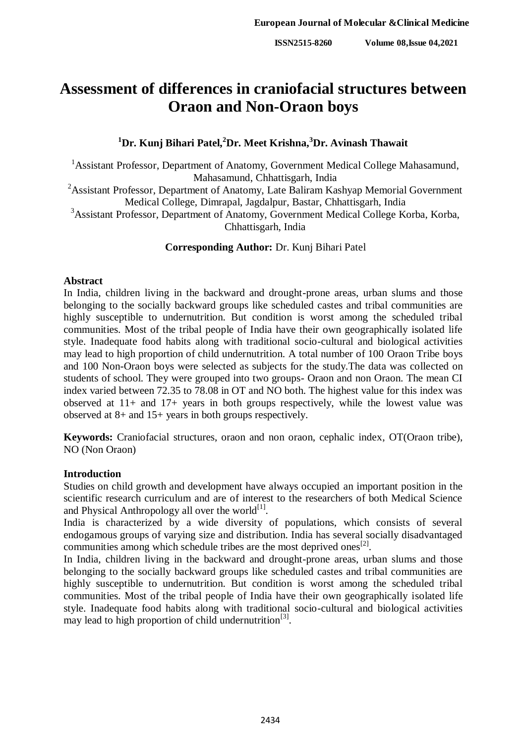# Assessment of differences in craniofacial structures between Oraon and Non-Oraon boys

**[1]Dr. Kunj Bihari Patel,[2]Dr. Meet Krishna,[3]Dr. Avinash Thawait**

[1]Assistant Professor, Department of Anatomy, Government Medical College Mahasamund, Mahasamund, Chhattisgarh, India

[2]Assistant Professor, Department of Anatomy, Late Baliram Kashyap Memorial Government Medical College, Dimrapal, Jagdalpur, Bastar, Chhattisgarh, India

[3]Assistant Professor, Department of Anatomy, Government Medical College Korba, Korba, Chhattisgarh, India

**Corresponding Author:** Dr. Kunj Bihari Patel

## Abstract

In India, children living in the backward and drought-prone areas, urban slums and those belonging to the socially backward groups like scheduled castes and tribal communities are highly susceptible to undernutrition. But condition is worst among the scheduled tribal communities. Most of the tribal people of India have their own geographically isolated life style. Inadequate food habits along with traditional socio-cultural and biological activities may lead to high proportion of child undernutrition. A total number of 100 Oraon Tribe boys and 100 Non-Oraon boys were selected as subjects for the study.The data was collected on students of school. They were grouped into two groups- Oraon and non Oraon. The mean CI index varied between 72.35 to 78.08 in OT and NO both. The highest value for this index was observed at 11+ and 17+ years in both groups respectively, while the lowest value was observed at 8+ and 15+ years in both groups respectively.

**Keywords:** Craniofacial structures, oraon and non oraon, cephalic index, OT(Oraon tribe), NO (Non Oraon)

## Introduction

Studies on child growth and development have always occupied an important position in the scientific research curriculum and are of interest to the researchers of both Medical Science and Physical Anthropology all over the world[1].

India is characterized by a wide diversity of populations, which consists of several endogamous groups of varying size and distribution. India has several socially disadvantaged communities among which schedule tribes are the most deprived ones[2].

In India, children living in the backward and drought-prone areas, urban slums and those belonging to the socially backward groups like scheduled castes and tribal communities are highly susceptible to undernutrition. But condition is worst among the scheduled tribal communities. Most of the tribal people of India have their own geographically isolated life style. Inadequate food habits along with traditional socio-cultural and biological activities may lead to high proportion of child undernutrition[3].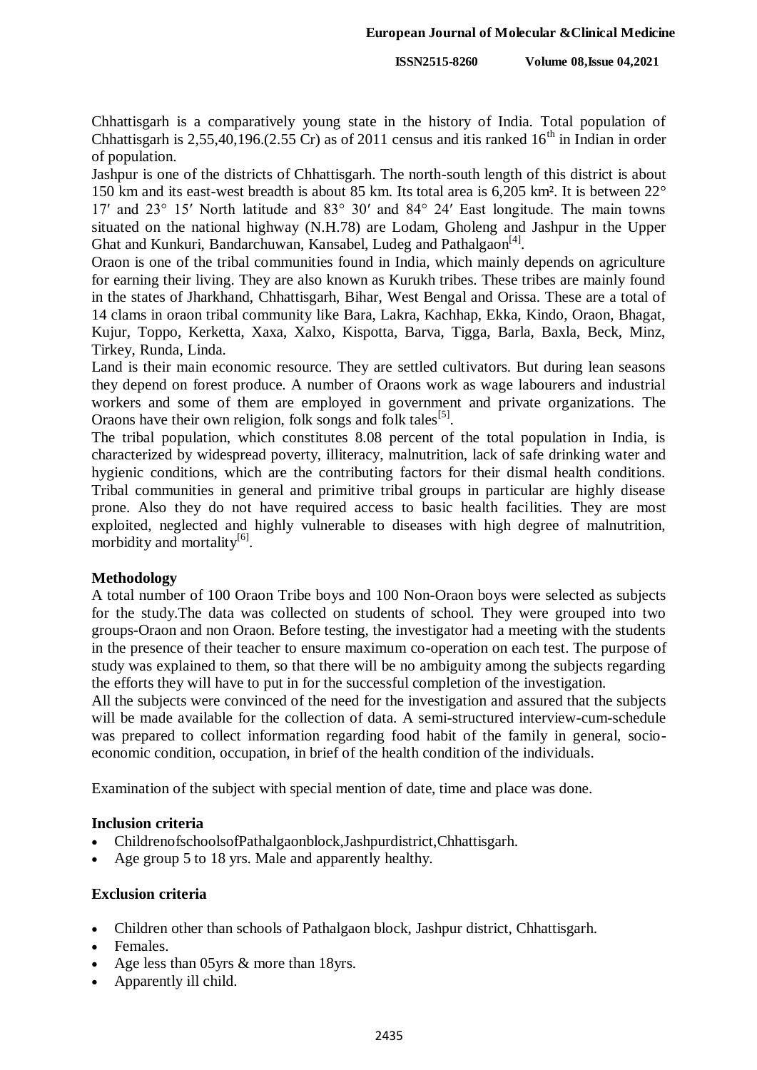Chhattisgarh is a comparatively young state in the history of India. Total population of Chhattisgarh is 2,55,40,196.(2.55 Cr) as of 2011 census and itis ranked 16th in Indian in order of population.

Jashpur is one of the districts of Chhattisgarh. The north-south length of this district is about 150 km and its east-west breadth is about 85 km. Its total area is 6,205 km². It is between 22° 17′ and 23° 15′ North latitude and 83° 30′ and 84° 24′ East longitude. The main towns situated on the national highway (N.H.78) are Lodam, Gholeng and Jashpur in the Upper Ghat and Kunkuri, Bandarchuwan, Kansabel, Ludeg and Pathalgaon[4].

Oraon is one of the tribal communities found in India, which mainly depends on agriculture for earning their living. They are also known as Kurukh tribes. These tribes are mainly found in the states of Jharkhand, Chhattisgarh, Bihar, West Bengal and Orissa. These are a total of 14 clams in oraon tribal community like Bara, Lakra, Kachhap, Ekka, Kindo, Oraon, Bhagat, Kujur, Toppo, Kerketta, Xaxa, Xalxo, Kispotta, Barva, Tigga, Barla, Baxla, Beck, Minz, Tirkey, Runda, Linda.

Land is their main economic resource. They are settled cultivators. But during lean seasons they depend on forest produce. A number of Oraons work as wage labourers and industrial workers and some of them are employed in government and private organizations. The Oraons have their own religion, folk songs and folk tales[5].

The tribal population, which constitutes 8.08 percent of the total population in India, is characterized by widespread poverty, illiteracy, malnutrition, lack of safe drinking water and hygienic conditions, which are the contributing factors for their dismal health conditions. Tribal communities in general and primitive tribal groups in particular are highly disease prone. Also they do not have required access to basic health facilities. They are most exploited, neglected and highly vulnerable to diseases with high degree of malnutrition, morbidity and mortality[6].

**Methodology**

A total number of 100 Oraon Tribe boys and 100 Non-Oraon boys were selected as subjects for the study.The data was collected on students of school. They were grouped into two groups-Oraon and non Oraon. Before testing, the investigator had a meeting with the students in the presence of their teacher to ensure maximum co-operation on each test. The purpose of study was explained to them, so that there will be no ambiguity among the subjects regarding the efforts they will have to put in for the successful completion of the investigation.

All the subjects were convinced of the need for the investigation and assured that the subjects will be made available for the collection of data. A semi-structured interview-cum-schedule was prepared to collect information regarding food habit of the family in general, socio-economic condition, occupation, in brief of the health condition of the individuals.

Examination of the subject with special mention of date, time and place was done.

**Inclusion criteria**

- ChildrenofschoolsofPathalgaonblock,Jashpurdistrict,Chhattisgarh.
- Age group 5 to 18 yrs. Male and apparently healthy.

**Exclusion criteria**

- Children other than schools of Pathalgaon block, Jashpur district, Chhattisgarh.
- Females.
- Age less than 05yrs & more than 18yrs.
- Apparently ill child.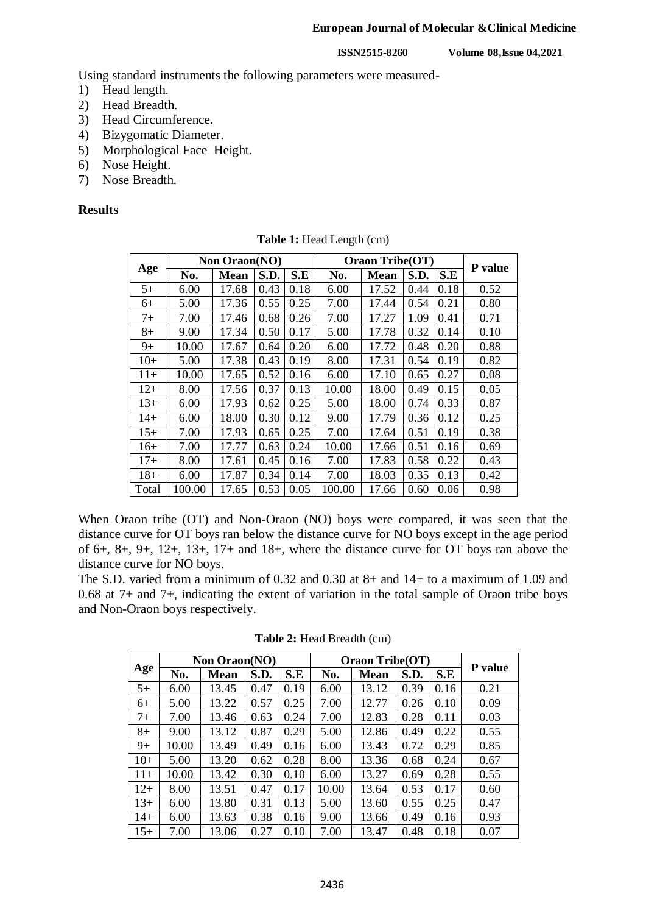Using standard instruments the following parameters were measured-

1) Head length.
2) Head Breadth.
3) Head Circumference.
4) Bizygomatic Diameter.
5) Morphological Face Height.
6) Nose Height.
7) Nose Breadth.

## Results

**Table 1:** Head Length (cm)

| Age | Non Oraon(NO) | | | | Oraon Tribe(OT) | | | | P value |
|---|---|---|---|---|---|---|---|---|---|
| | No. | Mean | S.D. | S.E | No. | Mean | S.D. | S.E | |
| 5+ | 6.00 | 17.68 | 0.43 | 0.18 | 6.00 | 17.52 | 0.44 | 0.18 | 0.52 |
| 6+ | 5.00 | 17.36 | 0.55 | 0.25 | 7.00 | 17.44 | 0.54 | 0.21 | 0.80 |
| 7+ | 7.00 | 17.46 | 0.68 | 0.26 | 7.00 | 17.27 | 1.09 | 0.41 | 0.71 |
| 8+ | 9.00 | 17.34 | 0.50 | 0.17 | 5.00 | 17.78 | 0.32 | 0.14 | 0.10 |
| 9+ | 10.00 | 17.67 | 0.64 | 0.20 | 6.00 | 17.72 | 0.48 | 0.20 | 0.88 |
| 10+ | 5.00 | 17.38 | 0.43 | 0.19 | 8.00 | 17.31 | 0.54 | 0.19 | 0.82 |
| 11+ | 10.00 | 17.65 | 0.52 | 0.16 | 6.00 | 17.10 | 0.65 | 0.27 | 0.08 |
| 12+ | 8.00 | 17.56 | 0.37 | 0.13 | 10.00 | 18.00 | 0.49 | 0.15 | 0.05 |
| 13+ | 6.00 | 17.93 | 0.62 | 0.25 | 5.00 | 18.00 | 0.74 | 0.33 | 0.87 |
| 14+ | 6.00 | 18.00 | 0.30 | 0.12 | 9.00 | 17.79 | 0.36 | 0.12 | 0.25 |
| 15+ | 7.00 | 17.93 | 0.65 | 0.25 | 7.00 | 17.64 | 0.51 | 0.19 | 0.38 |
| 16+ | 7.00 | 17.77 | 0.63 | 0.24 | 10.00 | 17.66 | 0.51 | 0.16 | 0.69 |
| 17+ | 8.00 | 17.61 | 0.45 | 0.16 | 7.00 | 17.83 | 0.58 | 0.22 | 0.43 |
| 18+ | 6.00 | 17.87 | 0.34 | 0.14 | 7.00 | 18.03 | 0.35 | 0.13 | 0.42 |
| Total | 100.00 | 17.65 | 0.53 | 0.05 | 100.00 | 17.66 | 0.60 | 0.06 | 0.98 |

When Oraon tribe (OT) and Non-Oraon (NO) boys were compared, it was seen that the distance curve for OT boys ran below the distance curve for NO boys except in the age period of 6+, 8+, 9+, 12+, 13+, 17+ and 18+, where the distance curve for OT boys ran above the distance curve for NO boys.

The S.D. varied from a minimum of 0.32 and 0.30 at 8+ and 14+ to a maximum of 1.09 and 0.68 at 7+ and 7+, indicating the extent of variation in the total sample of Oraon tribe boys and Non-Oraon boys respectively.

**Table 2:** Head Breadth (cm)

| Age | Non Oraon(NO) | | | | Oraon Tribe(OT) | | | | P value |
|---|---|---|---|---|---|---|---|---|---|
| | No. | Mean | S.D. | S.E | No. | Mean | S.D. | S.E | |
| 5+ | 6.00 | 13.45 | 0.47 | 0.19 | 6.00 | 13.12 | 0.39 | 0.16 | 0.21 |
| 6+ | 5.00 | 13.22 | 0.57 | 0.25 | 7.00 | 12.77 | 0.26 | 0.10 | 0.09 |
| 7+ | 7.00 | 13.46 | 0.63 | 0.24 | 7.00 | 12.83 | 0.28 | 0.11 | 0.03 |
| 8+ | 9.00 | 13.12 | 0.87 | 0.29 | 5.00 | 12.86 | 0.49 | 0.22 | 0.55 |
| 9+ | 10.00 | 13.49 | 0.49 | 0.16 | 6.00 | 13.43 | 0.72 | 0.29 | 0.85 |
| 10+ | 5.00 | 13.20 | 0.62 | 0.28 | 8.00 | 13.36 | 0.68 | 0.24 | 0.67 |
| 11+ | 10.00 | 13.42 | 0.30 | 0.10 | 6.00 | 13.27 | 0.69 | 0.28 | 0.55 |
| 12+ | 8.00 | 13.51 | 0.47 | 0.17 | 10.00 | 13.64 | 0.53 | 0.17 | 0.60 |
| 13+ | 6.00 | 13.80 | 0.31 | 0.13 | 5.00 | 13.60 | 0.55 | 0.25 | 0.47 |
| 14+ | 6.00 | 13.63 | 0.38 | 0.16 | 9.00 | 13.66 | 0.49 | 0.16 | 0.93 |
| 15+ | 7.00 | 13.06 | 0.27 | 0.10 | 7.00 | 13.47 | 0.48 | 0.18 | 0.07 |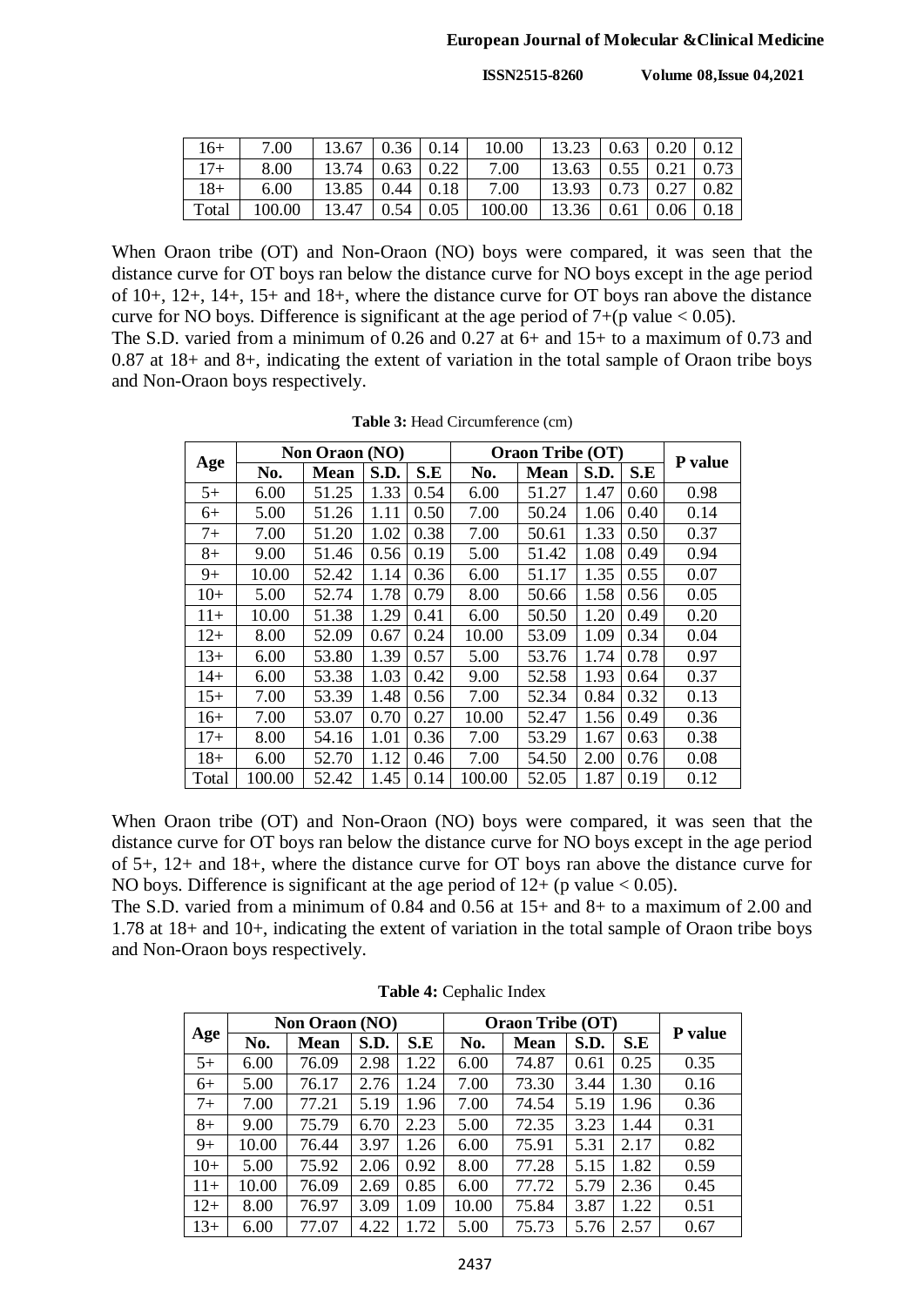| 16+ | 7.00 | 13.67 | 0.36 | 0.14 | 10.00 | 13.23 | 0.63 | 0.20 | 0.12 |
|---|---|---|---|---|---|---|---|---|---|
| 17+ | 8.00 | 13.74 | 0.63 | 0.22 | 7.00 | 13.63 | 0.55 | 0.21 | 0.73 |
| 18+ | 6.00 | 13.85 | 0.44 | 0.18 | 7.00 | 13.93 | 0.73 | 0.27 | 0.82 |
| Total | 100.00 | 13.47 | 0.54 | 0.05 | 100.00 | 13.36 | 0.61 | 0.06 | 0.18 |

When Oraon tribe (OT) and Non-Oraon (NO) boys were compared, it was seen that the distance curve for OT boys ran below the distance curve for NO boys except in the age period of 10+, 12+, 14+, 15+ and 18+, where the distance curve for OT boys ran above the distance curve for NO boys. Difference is significant at the age period of 7+($p$ value $< 0.05$).

The S.D. varied from a minimum of 0.26 and 0.27 at 6+ and 15+ to a maximum of 0.73 and 0.87 at 18+ and 8+, indicating the extent of variation in the total sample of Oraon tribe boys and Non-Oraon boys respectively.

**Table 3:** Head Circumference (cm)

| Age | Non Oraon (NO) | | | | Oraon Tribe (OT) | | | | P value |
|---|---|---|---|---|---|---|---|---|---|
| | No. | Mean | S.D. | S.E | No. | Mean | S.D. | S.E | |
| 5+ | 6.00 | 51.25 | 1.33 | 0.54 | 6.00 | 51.27 | 1.47 | 0.60 | 0.98 |
| 6+ | 5.00 | 51.26 | 1.11 | 0.50 | 7.00 | 50.24 | 1.06 | 0.40 | 0.14 |
| 7+ | 7.00 | 51.20 | 1.02 | 0.38 | 7.00 | 50.61 | 1.33 | 0.50 | 0.37 |
| 8+ | 9.00 | 51.46 | 0.56 | 0.19 | 5.00 | 51.42 | 1.08 | 0.49 | 0.94 |
| 9+ | 10.00 | 52.42 | 1.14 | 0.36 | 6.00 | 51.17 | 1.35 | 0.55 | 0.07 |
| 10+ | 5.00 | 52.74 | 1.78 | 0.79 | 8.00 | 50.66 | 1.58 | 0.56 | 0.05 |
| 11+ | 10.00 | 51.38 | 1.29 | 0.41 | 6.00 | 50.50 | 1.20 | 0.49 | 0.20 |
| 12+ | 8.00 | 52.09 | 0.67 | 0.24 | 10.00 | 53.09 | 1.09 | 0.34 | 0.04 |
| 13+ | 6.00 | 53.80 | 1.39 | 0.57 | 5.00 | 53.76 | 1.74 | 0.78 | 0.97 |
| 14+ | 6.00 | 53.38 | 1.03 | 0.42 | 9.00 | 52.58 | 1.93 | 0.64 | 0.37 |
| 15+ | 7.00 | 53.39 | 1.48 | 0.56 | 7.00 | 52.34 | 0.84 | 0.32 | 0.13 |
| 16+ | 7.00 | 53.07 | 0.70 | 0.27 | 10.00 | 52.47 | 1.56 | 0.49 | 0.36 |
| 17+ | 8.00 | 54.16 | 1.01 | 0.36 | 7.00 | 53.29 | 1.67 | 0.63 | 0.38 |
| 18+ | 6.00 | 52.70 | 1.12 | 0.46 | 7.00 | 54.50 | 2.00 | 0.76 | 0.08 |
| Total | 100.00 | 52.42 | 1.45 | 0.14 | 100.00 | 52.05 | 1.87 | 0.19 | 0.12 |

When Oraon tribe (OT) and Non-Oraon (NO) boys were compared, it was seen that the distance curve for OT boys ran below the distance curve for NO boys except in the age period of 5+, 12+ and 18+, where the distance curve for OT boys ran above the distance curve for NO boys. Difference is significant at the age period of 12+ ($p$ value $< 0.05$).

The S.D. varied from a minimum of 0.84 and 0.56 at 15+ and 8+ to a maximum of 2.00 and 1.78 at 18+ and 10+, indicating the extent of variation in the total sample of Oraon tribe boys and Non-Oraon boys respectively.

**Table 4:** Cephalic Index

| Age | Non Oraon (NO) | | | | Oraon Tribe (OT) | | | | P value |
|---|---|---|---|---|---|---|---|---|---|
| | No. | Mean | S.D. | S.E | No. | Mean | S.D. | S.E | |
| 5+ | 6.00 | 76.09 | 2.98 | 1.22 | 6.00 | 74.87 | 0.61 | 0.25 | 0.35 |
| 6+ | 5.00 | 76.17 | 2.76 | 1.24 | 7.00 | 73.30 | 3.44 | 1.30 | 0.16 |
| 7+ | 7.00 | 77.21 | 5.19 | 1.96 | 7.00 | 74.54 | 5.19 | 1.96 | 0.36 |
| 8+ | 9.00 | 75.79 | 6.70 | 2.23 | 5.00 | 72.35 | 3.23 | 1.44 | 0.31 |
| 9+ | 10.00 | 76.44 | 3.97 | 1.26 | 6.00 | 75.91 | 5.31 | 2.17 | 0.82 |
| 10+ | 5.00 | 75.92 | 2.06 | 0.92 | 8.00 | 77.28 | 5.15 | 1.82 | 0.59 |
| 11+ | 10.00 | 76.09 | 2.69 | 0.85 | 6.00 | 77.72 | 5.79 | 2.36 | 0.45 |
| 12+ | 8.00 | 76.97 | 3.09 | 1.09 | 10.00 | 75.84 | 3.87 | 1.22 | 0.51 |
| 13+ | 6.00 | 77.07 | 4.22 | 1.72 | 5.00 | 75.73 | 5.76 | 2.57 | 0.67 |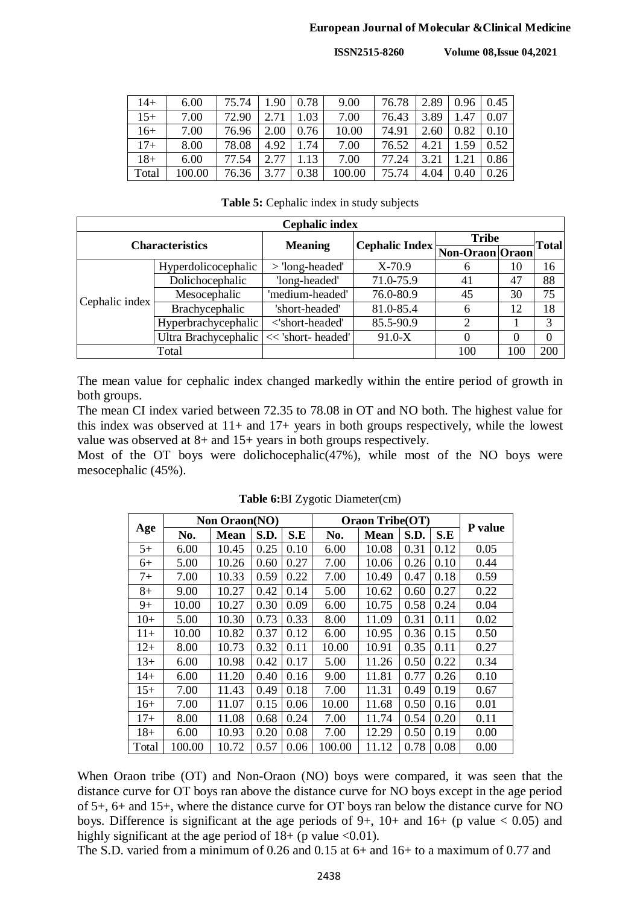| 14+ | 6.00 | 75.74 | 1.90 | 0.78 | 9.00 | 76.78 | 2.89 | 0.96 | 0.45 |
|---|---|---|---|---|---|---|---|---|---|
| 15+ | 7.00 | 72.90 | 2.71 | 1.03 | 7.00 | 76.43 | 3.89 | 1.47 | 0.07 |
| 16+ | 7.00 | 76.96 | 2.00 | 0.76 | 10.00 | 74.91 | 2.60 | 0.82 | 0.10 |
| 17+ | 8.00 | 78.08 | 4.92 | 1.74 | 7.00 | 76.52 | 4.21 | 1.59 | 0.52 |
| 18+ | 6.00 | 77.54 | 2.77 | 1.13 | 7.00 | 77.24 | 3.21 | 1.21 | 0.86 |
| Total | 100.00 | 76.36 | 3.77 | 0.38 | 100.00 | 75.74 | 4.04 | 0.40 | 0.26 |

**Table 5:** Cephalic index in study subjects

| Cephalic index | | | | | | |
|---|---|---|---|---|---|---|
| **Characteristics** | | **Meaning** | **Cephalic Index** | **Tribe** | | **Total** |
| | | | | **Non-Oraon** | **Oraon** | |
| Cephalic index | Hyperdolicocephalic | > 'long-headed' | X-70.9 | 6 | 10 | 16 |
| | Dolichocephalic | 'long-headed' | 71.0-75.9 | 41 | 47 | 88 |
| | Mesocephalic | 'medium-headed' | 76.0-80.9 | 45 | 30 | 75 |
| | Brachycephalic | 'short-headed' | 81.0-85.4 | 6 | 12 | 18 |
| | Hyperbrachycephalic | <'short-headed' | 85.5-90.9 | 2 | 1 | 3 |
| | Ultra Brachycephalic | << 'short- headed' | 91.0-X | 0 | 0 | 0 |
| Total | | | | 100 | 100 | 200 |

The mean value for cephalic index changed markedly within the entire period of growth in both groups.

The mean CI index varied between 72.35 to 78.08 in OT and NO both. The highest value for this index was observed at 11+ and 17+ years in both groups respectively, while the lowest value was observed at 8+ and 15+ years in both groups respectively.

Most of the OT boys were dolichocephalic(47%), while most of the NO boys were mesocephalic (45%).

**Table 6:** BI Zygotic Diameter(cm)

| Age | Non Oraon(NO) | | | | Oraon Tribe(OT) | | | | P value |
|---|---|---|---|---|---|---|---|---|---|
| | **No.** | **Mean** | **S.D.** | **S.E** | **No.** | **Mean** | **S.D.** | **S.E** | |
| 5+ | 6.00 | 10.45 | 0.25 | 0.10 | 6.00 | 10.08 | 0.31 | 0.12 | 0.05 |
| 6+ | 5.00 | 10.26 | 0.60 | 0.27 | 7.00 | 10.06 | 0.26 | 0.10 | 0.44 |
| 7+ | 7.00 | 10.33 | 0.59 | 0.22 | 7.00 | 10.49 | 0.47 | 0.18 | 0.59 |
| 8+ | 9.00 | 10.27 | 0.42 | 0.14 | 5.00 | 10.62 | 0.60 | 0.27 | 0.22 |
| 9+ | 10.00 | 10.27 | 0.30 | 0.09 | 6.00 | 10.75 | 0.58 | 0.24 | 0.04 |
| 10+ | 5.00 | 10.30 | 0.73 | 0.33 | 8.00 | 11.09 | 0.31 | 0.11 | 0.02 |
| 11+ | 10.00 | 10.82 | 0.37 | 0.12 | 6.00 | 10.95 | 0.36 | 0.15 | 0.50 |
| 12+ | 8.00 | 10.73 | 0.32 | 0.11 | 10.00 | 10.91 | 0.35 | 0.11 | 0.27 |
| 13+ | 6.00 | 10.98 | 0.42 | 0.17 | 5.00 | 11.26 | 0.50 | 0.22 | 0.34 |
| 14+ | 6.00 | 11.20 | 0.40 | 0.16 | 9.00 | 11.81 | 0.77 | 0.26 | 0.10 |
| 15+ | 7.00 | 11.43 | 0.49 | 0.18 | 7.00 | 11.31 | 0.49 | 0.19 | 0.67 |
| 16+ | 7.00 | 11.07 | 0.15 | 0.06 | 10.00 | 11.68 | 0.50 | 0.16 | 0.01 |
| 17+ | 8.00 | 11.08 | 0.68 | 0.24 | 7.00 | 11.74 | 0.54 | 0.20 | 0.11 |
| 18+ | 6.00 | 10.93 | 0.20 | 0.08 | 7.00 | 12.29 | 0.50 | 0.19 | 0.00 |
| Total | 100.00 | 10.72 | 0.57 | 0.06 | 100.00 | 11.12 | 0.78 | 0.08 | 0.00 |

When Oraon tribe (OT) and Non-Oraon (NO) boys were compared, it was seen that the distance curve for OT boys ran above the distance curve for NO boys except in the age period of 5+, 6+ and 15+, where the distance curve for OT boys ran below the distance curve for NO boys. Difference is significant at the age periods of 9+, 10+ and 16+ (p value $< 0.05$) and highly significant at the age period of 18+ (p value $<0.01$).

The S.D. varied from a minimum of 0.26 and 0.15 at 6+ and 16+ to a maximum of 0.77 and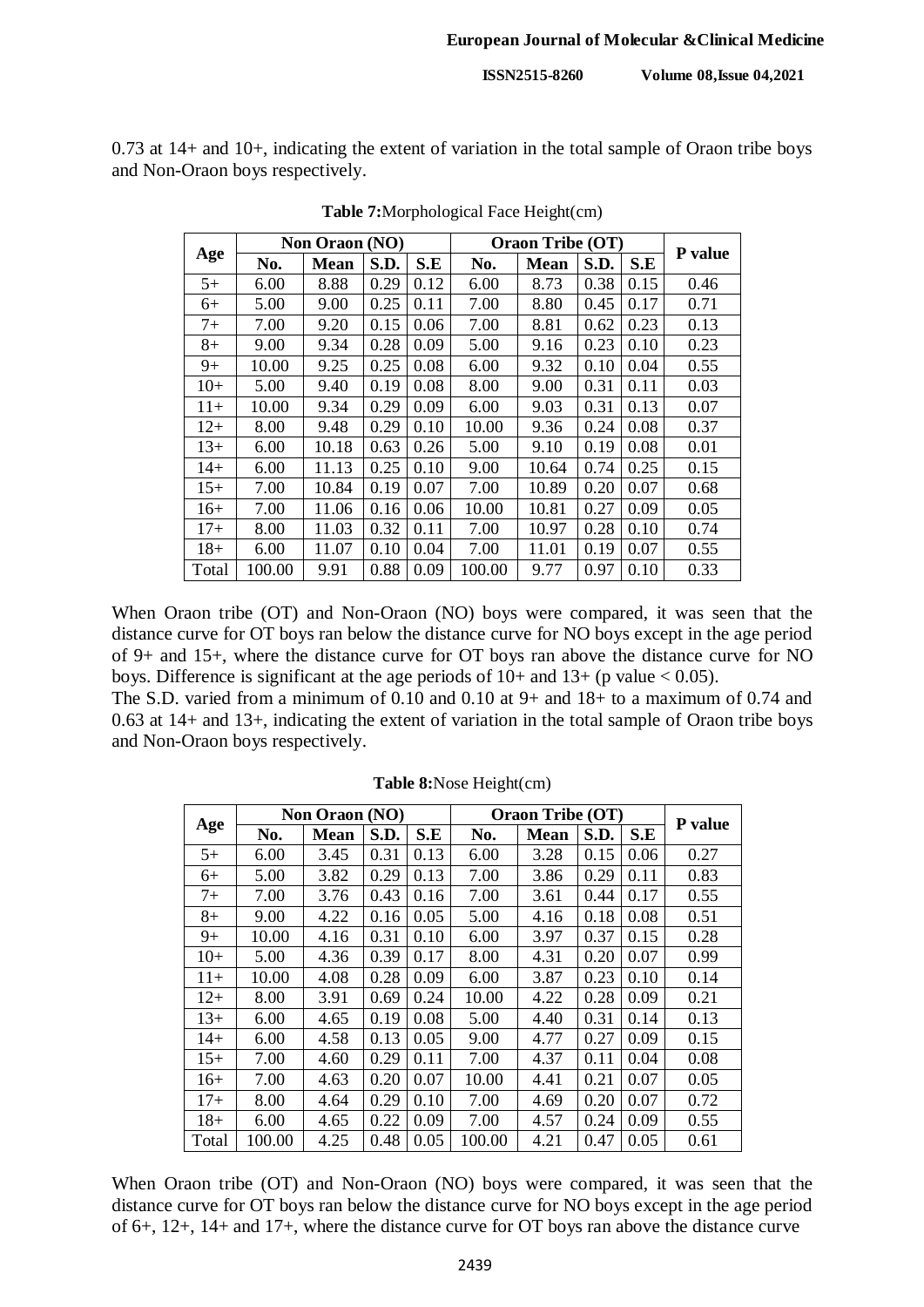0.73 at 14+ and 10+, indicating the extent of variation in the total sample of Oraon tribe boys and Non-Oraon boys respectively.

**Table 7:** Morphological Face Height(cm)

| Age | Non Oraon (NO) | | | | Oraon Tribe (OT) | | | | P value |
|---|---|---|---|---|---|---|---|---|---|
| | No. | Mean | S.D. | S.E | No. | Mean | S.D. | S.E | |
| 5+ | 6.00 | 8.88 | 0.29 | 0.12 | 6.00 | 8.73 | 0.38 | 0.15 | 0.46 |
| 6+ | 5.00 | 9.00 | 0.25 | 0.11 | 7.00 | 8.80 | 0.45 | 0.17 | 0.71 |
| 7+ | 7.00 | 9.20 | 0.15 | 0.06 | 7.00 | 8.81 | 0.62 | 0.23 | 0.13 |
| 8+ | 9.00 | 9.34 | 0.28 | 0.09 | 5.00 | 9.16 | 0.23 | 0.10 | 0.23 |
| 9+ | 10.00 | 9.25 | 0.25 | 0.08 | 6.00 | 9.32 | 0.10 | 0.04 | 0.55 |
| 10+ | 5.00 | 9.40 | 0.19 | 0.08 | 8.00 | 9.00 | 0.31 | 0.11 | 0.03 |
| 11+ | 10.00 | 9.34 | 0.29 | 0.09 | 6.00 | 9.03 | 0.31 | 0.13 | 0.07 |
| 12+ | 8.00 | 9.48 | 0.29 | 0.10 | 10.00 | 9.36 | 0.24 | 0.08 | 0.37 |
| 13+ | 6.00 | 10.18 | 0.63 | 0.26 | 5.00 | 9.10 | 0.19 | 0.08 | 0.01 |
| 14+ | 6.00 | 11.13 | 0.25 | 0.10 | 9.00 | 10.64 | 0.74 | 0.25 | 0.15 |
| 15+ | 7.00 | 10.84 | 0.19 | 0.07 | 7.00 | 10.89 | 0.20 | 0.07 | 0.68 |
| 16+ | 7.00 | 11.06 | 0.16 | 0.06 | 10.00 | 10.81 | 0.27 | 0.09 | 0.05 |
| 17+ | 8.00 | 11.03 | 0.32 | 0.11 | 7.00 | 10.97 | 0.28 | 0.10 | 0.74 |
| 18+ | 6.00 | 11.07 | 0.10 | 0.04 | 7.00 | 11.01 | 0.19 | 0.07 | 0.55 |
| Total | 100.00 | 9.91 | 0.88 | 0.09 | 100.00 | 9.77 | 0.97 | 0.10 | 0.33 |

When Oraon tribe (OT) and Non-Oraon (NO) boys were compared, it was seen that the distance curve for OT boys ran below the distance curve for NO boys except in the age period of 9+ and 15+, where the distance curve for OT boys ran above the distance curve for NO boys. Difference is significant at the age periods of 10+ and 13+ (p value < 0.05).

The S.D. varied from a minimum of 0.10 and 0.10 at 9+ and 18+ to a maximum of 0.74 and 0.63 at 14+ and 13+, indicating the extent of variation in the total sample of Oraon tribe boys and Non-Oraon boys respectively.

**Table 8:** Nose Height(cm)

| Age | Non Oraon (NO) | | | | Oraon Tribe (OT) | | | | P value |
|---|---|---|---|---|---|---|---|---|---|
| | No. | Mean | S.D. | S.E | No. | Mean | S.D. | S.E | |
| 5+ | 6.00 | 3.45 | 0.31 | 0.13 | 6.00 | 3.28 | 0.15 | 0.06 | 0.27 |
| 6+ | 5.00 | 3.82 | 0.29 | 0.13 | 7.00 | 3.86 | 0.29 | 0.11 | 0.83 |
| 7+ | 7.00 | 3.76 | 0.43 | 0.16 | 7.00 | 3.61 | 0.44 | 0.17 | 0.55 |
| 8+ | 9.00 | 4.22 | 0.16 | 0.05 | 5.00 | 4.16 | 0.18 | 0.08 | 0.51 |
| 9+ | 10.00 | 4.16 | 0.31 | 0.10 | 6.00 | 3.97 | 0.37 | 0.15 | 0.28 |
| 10+ | 5.00 | 4.36 | 0.39 | 0.17 | 8.00 | 4.31 | 0.20 | 0.07 | 0.99 |
| 11+ | 10.00 | 4.08 | 0.28 | 0.09 | 6.00 | 3.87 | 0.23 | 0.10 | 0.14 |
| 12+ | 8.00 | 3.91 | 0.69 | 0.24 | 10.00 | 4.22 | 0.28 | 0.09 | 0.21 |
| 13+ | 6.00 | 4.65 | 0.19 | 0.08 | 5.00 | 4.40 | 0.31 | 0.14 | 0.13 |
| 14+ | 6.00 | 4.58 | 0.13 | 0.05 | 9.00 | 4.77 | 0.27 | 0.09 | 0.15 |
| 15+ | 7.00 | 4.60 | 0.29 | 0.11 | 7.00 | 4.37 | 0.11 | 0.04 | 0.08 |
| 16+ | 7.00 | 4.63 | 0.20 | 0.07 | 10.00 | 4.41 | 0.21 | 0.07 | 0.05 |
| 17+ | 8.00 | 4.64 | 0.29 | 0.10 | 7.00 | 4.69 | 0.20 | 0.07 | 0.72 |
| 18+ | 6.00 | 4.65 | 0.22 | 0.09 | 7.00 | 4.57 | 0.24 | 0.09 | 0.55 |
| Total | 100.00 | 4.25 | 0.48 | 0.05 | 100.00 | 4.21 | 0.47 | 0.05 | 0.61 |

When Oraon tribe (OT) and Non-Oraon (NO) boys were compared, it was seen that the distance curve for OT boys ran below the distance curve for NO boys except in the age period of 6+, 12+, 14+ and 17+, where the distance curve for OT boys ran above the distance curve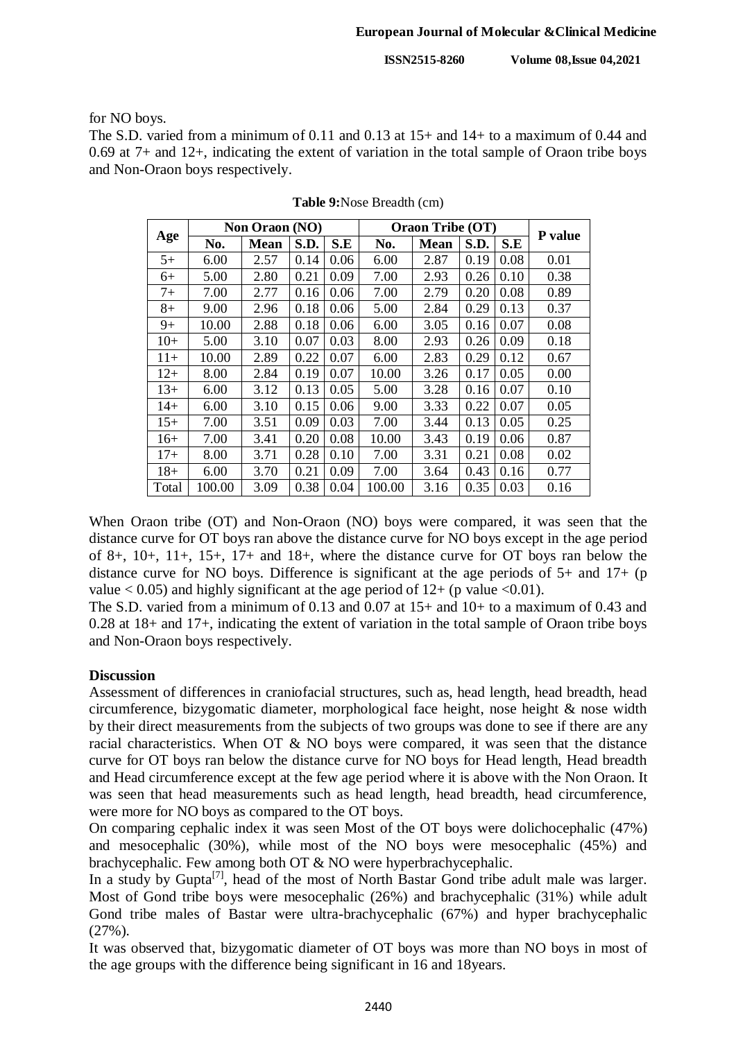for NO boys.

The S.D. varied from a minimum of 0.11 and 0.13 at 15+ and 14+ to a maximum of 0.44 and 0.69 at 7+ and 12+, indicating the extent of variation in the total sample of Oraon tribe boys and Non-Oraon boys respectively.

**Table 9:** Nose Breadth (cm)

| Age | Non Oraon (NO) | | | | Oraon Tribe (OT) | | | | P value |
|---|---|---|---|---|---|---|---|---|---|
| | No. | Mean | S.D. | S.E | No. | Mean | S.D. | S.E | |
| 5+ | 6.00 | 2.57 | 0.14 | 0.06 | 6.00 | 2.87 | 0.19 | 0.08 | 0.01 |
| 6+ | 5.00 | 2.80 | 0.21 | 0.09 | 7.00 | 2.93 | 0.26 | 0.10 | 0.38 |
| 7+ | 7.00 | 2.77 | 0.16 | 0.06 | 7.00 | 2.79 | 0.20 | 0.08 | 0.89 |
| 8+ | 9.00 | 2.96 | 0.18 | 0.06 | 5.00 | 2.84 | 0.29 | 0.13 | 0.37 |
| 9+ | 10.00 | 2.88 | 0.18 | 0.06 | 6.00 | 3.05 | 0.16 | 0.07 | 0.08 |
| 10+ | 5.00 | 3.10 | 0.07 | 0.03 | 8.00 | 2.93 | 0.26 | 0.09 | 0.18 |
| 11+ | 10.00 | 2.89 | 0.22 | 0.07 | 6.00 | 2.83 | 0.29 | 0.12 | 0.67 |
| 12+ | 8.00 | 2.84 | 0.19 | 0.07 | 10.00 | 3.26 | 0.17 | 0.05 | 0.00 |
| 13+ | 6.00 | 3.12 | 0.13 | 0.05 | 5.00 | 3.28 | 0.16 | 0.07 | 0.10 |
| 14+ | 6.00 | 3.10 | 0.15 | 0.06 | 9.00 | 3.33 | 0.22 | 0.07 | 0.05 |
| 15+ | 7.00 | 3.51 | 0.09 | 0.03 | 7.00 | 3.44 | 0.13 | 0.05 | 0.25 |
| 16+ | 7.00 | 3.41 | 0.20 | 0.08 | 10.00 | 3.43 | 0.19 | 0.06 | 0.87 |
| 17+ | 8.00 | 3.71 | 0.28 | 0.10 | 7.00 | 3.31 | 0.21 | 0.08 | 0.02 |
| 18+ | 6.00 | 3.70 | 0.21 | 0.09 | 7.00 | 3.64 | 0.43 | 0.16 | 0.77 |
| Total | 100.00 | 3.09 | 0.38 | 0.04 | 100.00 | 3.16 | 0.35 | 0.03 | 0.16 |

When Oraon tribe (OT) and Non-Oraon (NO) boys were compared, it was seen that the distance curve for OT boys ran above the distance curve for NO boys except in the age period of 8+, 10+, 11+, 15+, 17+ and 18+, where the distance curve for OT boys ran below the distance curve for NO boys. Difference is significant at the age periods of 5+ and 17+ (p value $< 0.05$) and highly significant at the age period of 12+ (p value $<0.01$).

The S.D. varied from a minimum of 0.13 and 0.07 at 15+ and 10+ to a maximum of 0.43 and 0.28 at 18+ and 17+, indicating the extent of variation in the total sample of Oraon tribe boys and Non-Oraon boys respectively.

**Discussion**

Assessment of differences in craniofacial structures, such as, head length, head breadth, head circumference, bizygomatic diameter, morphological face height, nose height & nose width by their direct measurements from the subjects of two groups was done to see if there are any racial characteristics. When OT & NO boys were compared, it was seen that the distance curve for OT boys ran below the distance curve for NO boys for Head length, Head breadth and Head circumference except at the few age period where it is above with the Non Oraon. It was seen that head measurements such as head length, head breadth, head circumference, were more for NO boys as compared to the OT boys.

On comparing cephalic index it was seen Most of the OT boys were dolichocephalic (47%) and mesocephalic (30%), while most of the NO boys were mesocephalic (45%) and brachycephalic. Few among both OT & NO were hyperbrachycephalic.

In a study by Gupta[7], head of the most of North Bastar Gond tribe adult male was larger. Most of Gond tribe boys were mesocephalic (26%) and brachycephalic (31%) while adult Gond tribe males of Bastar were ultra-brachycephalic (67%) and hyper brachycephalic (27%).

It was observed that, bizygomatic diameter of OT boys was more than NO boys in most of the age groups with the difference being significant in 16 and 18years.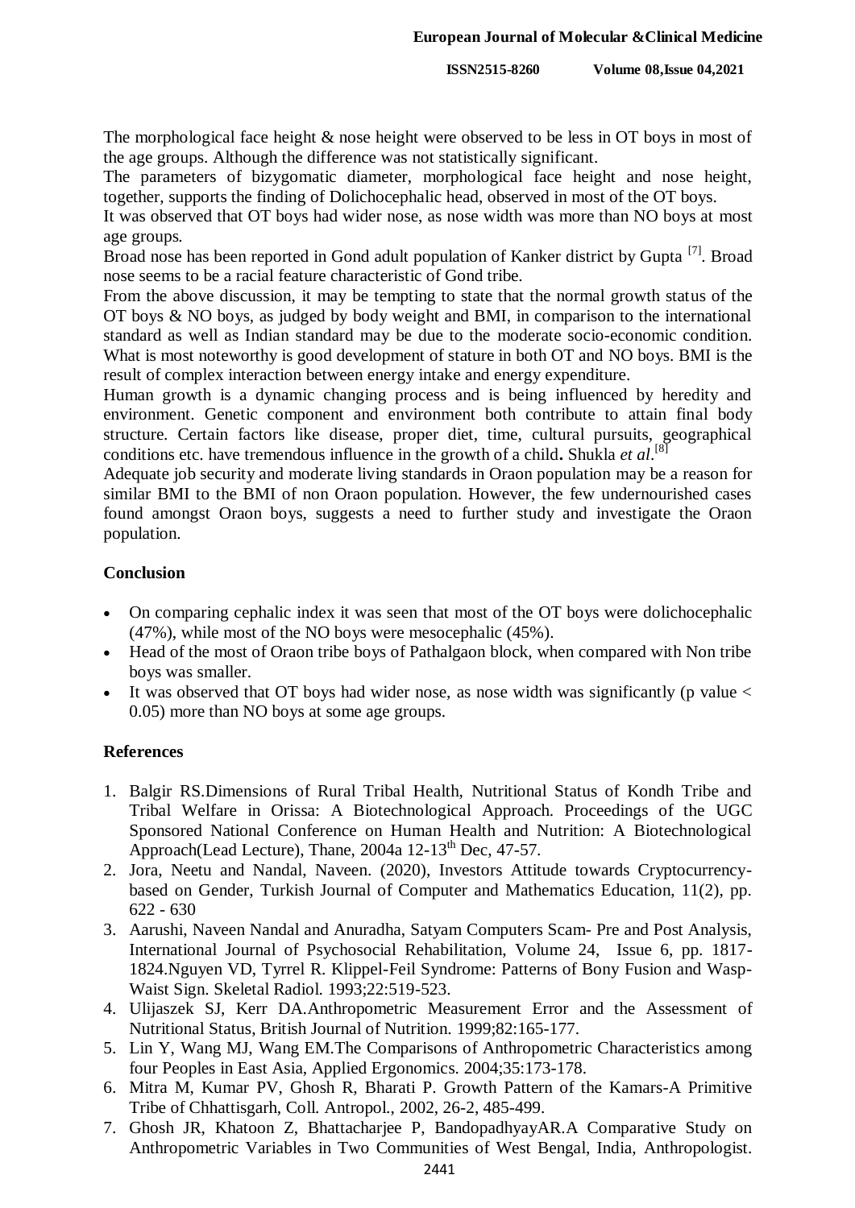The morphological face height & nose height were observed to be less in OT boys in most of the age groups. Although the difference was not statistically significant.

The parameters of bizygomatic diameter, morphological face height and nose height, together, supports the finding of Dolichocephalic head, observed in most of the OT boys.

It was observed that OT boys had wider nose, as nose width was more than NO boys at most age groups.

Broad nose has been reported in Gond adult population of Kanker district by Gupta [7]. Broad nose seems to be a racial feature characteristic of Gond tribe.

From the above discussion, it may be tempting to state that the normal growth status of the OT boys & NO boys, as judged by body weight and BMI, in comparison to the international standard as well as Indian standard may be due to the moderate socio-economic condition. What is most noteworthy is good development of stature in both OT and NO boys. BMI is the result of complex interaction between energy intake and energy expenditure.

Human growth is a dynamic changing process and is being influenced by heredity and environment. Genetic component and environment both contribute to attain final body structure. Certain factors like disease, proper diet, time, cultural pursuits, geographical conditions etc. have tremendous influence in the growth of a child**.** Shukla *et al*.[8]

Adequate job security and moderate living standards in Oraon population may be a reason for similar BMI to the BMI of non Oraon population. However, the few undernourished cases found amongst Oraon boys, suggests a need to further study and investigate the Oraon population.

## Conclusion

- On comparing cephalic index it was seen that most of the OT boys were dolichocephalic (47%), while most of the NO boys were mesocephalic (45%).
- Head of the most of Oraon tribe boys of Pathalgaon block, when compared with Non tribe boys was smaller.
- It was observed that OT boys had wider nose, as nose width was significantly (p value $< 0.05$) more than NO boys at some age groups.

## References

1. Balgir RS.Dimensions of Rural Tribal Health, Nutritional Status of Kondh Tribe and Tribal Welfare in Orissa: A Biotechnological Approach. Proceedings of the UGC Sponsored National Conference on Human Health and Nutrition: A Biotechnological Approach(Lead Lecture), Thane, 2004a 12-13th Dec, 47-57.
2. Jora, Neetu and Nandal, Naveen. (2020), Investors Attitude towards Cryptocurrency-based on Gender, Turkish Journal of Computer and Mathematics Education, 11(2), pp. 622 - 630
3. Aarushi, Naveen Nandal and Anuradha, Satyam Computers Scam- Pre and Post Analysis, International Journal of Psychosocial Rehabilitation, Volume 24, Issue 6, pp. 1817-1824.Nguyen VD, Tyrrel R. Klippel-Feil Syndrome: Patterns of Bony Fusion and Wasp-Waist Sign. Skeletal Radiol. 1993;22:519-523.
4. Ulijaszek SJ, Kerr DA.Anthropometric Measurement Error and the Assessment of Nutritional Status, British Journal of Nutrition. 1999;82:165-177.
5. Lin Y, Wang MJ, Wang EM.The Comparisons of Anthropometric Characteristics among four Peoples in East Asia, Applied Ergonomics. 2004;35:173-178.
6. Mitra M, Kumar PV, Ghosh R, Bharati P. Growth Pattern of the Kamars-A Primitive Tribe of Chhattisgarh, Coll. Antropol., 2002, 26-2, 485-499.
7. Ghosh JR, Khatoon Z, Bhattacharjee P, BandopadhyayAR.A Comparative Study on Anthropometric Variables in Two Communities of West Bengal, India, Anthropologist.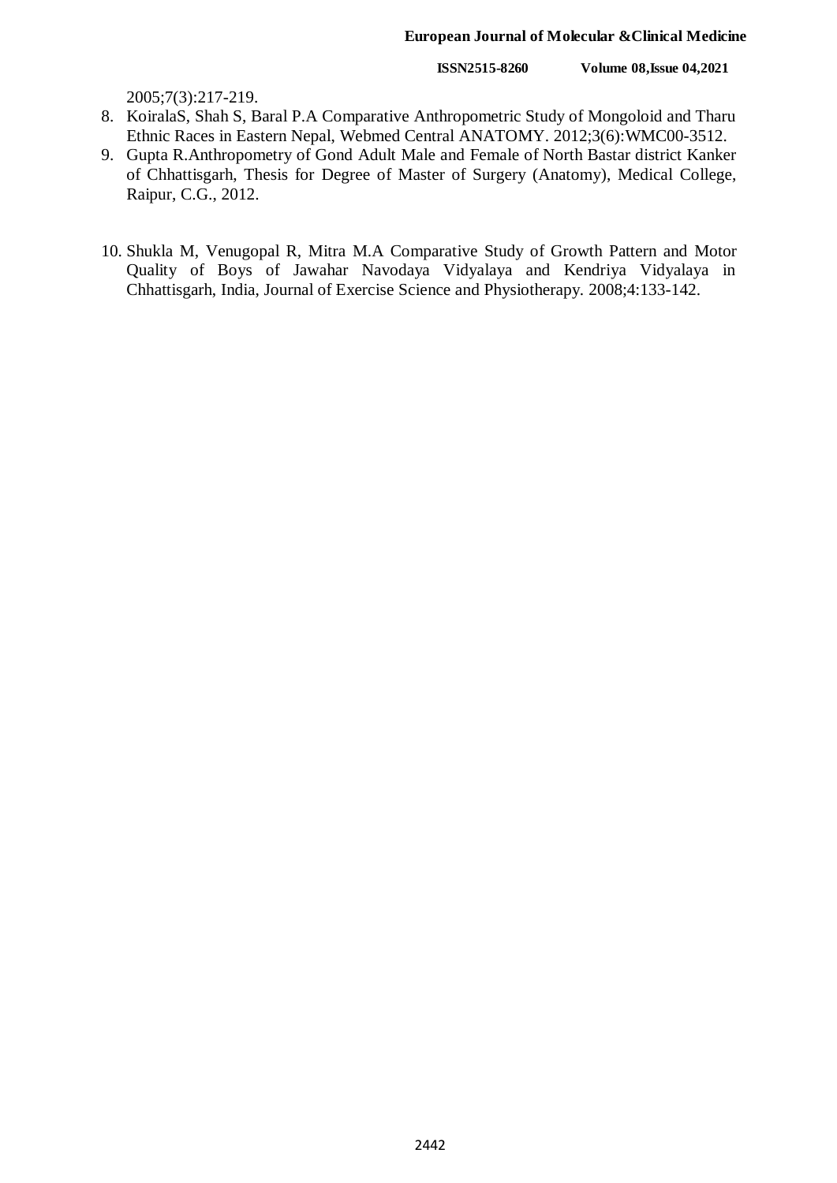2005;7(3):217-219.

8. KoiralaS, Shah S, Baral P.A Comparative Anthropometric Study of Mongoloid and Tharu Ethnic Races in Eastern Nepal, Webmed Central ANATOMY. 2012;3(6):WMC00-3512.
9. Gupta R.Anthropometry of Gond Adult Male and Female of North Bastar district Kanker of Chhattisgarh, Thesis for Degree of Master of Surgery (Anatomy), Medical College, Raipur, C.G., 2012.
10. Shukla M, Venugopal R, Mitra M.A Comparative Study of Growth Pattern and Motor Quality of Boys of Jawahar Navodaya Vidyalaya and Kendriya Vidyalaya in Chhattisgarh, India, Journal of Exercise Science and Physiotherapy. 2008;4:133-142.